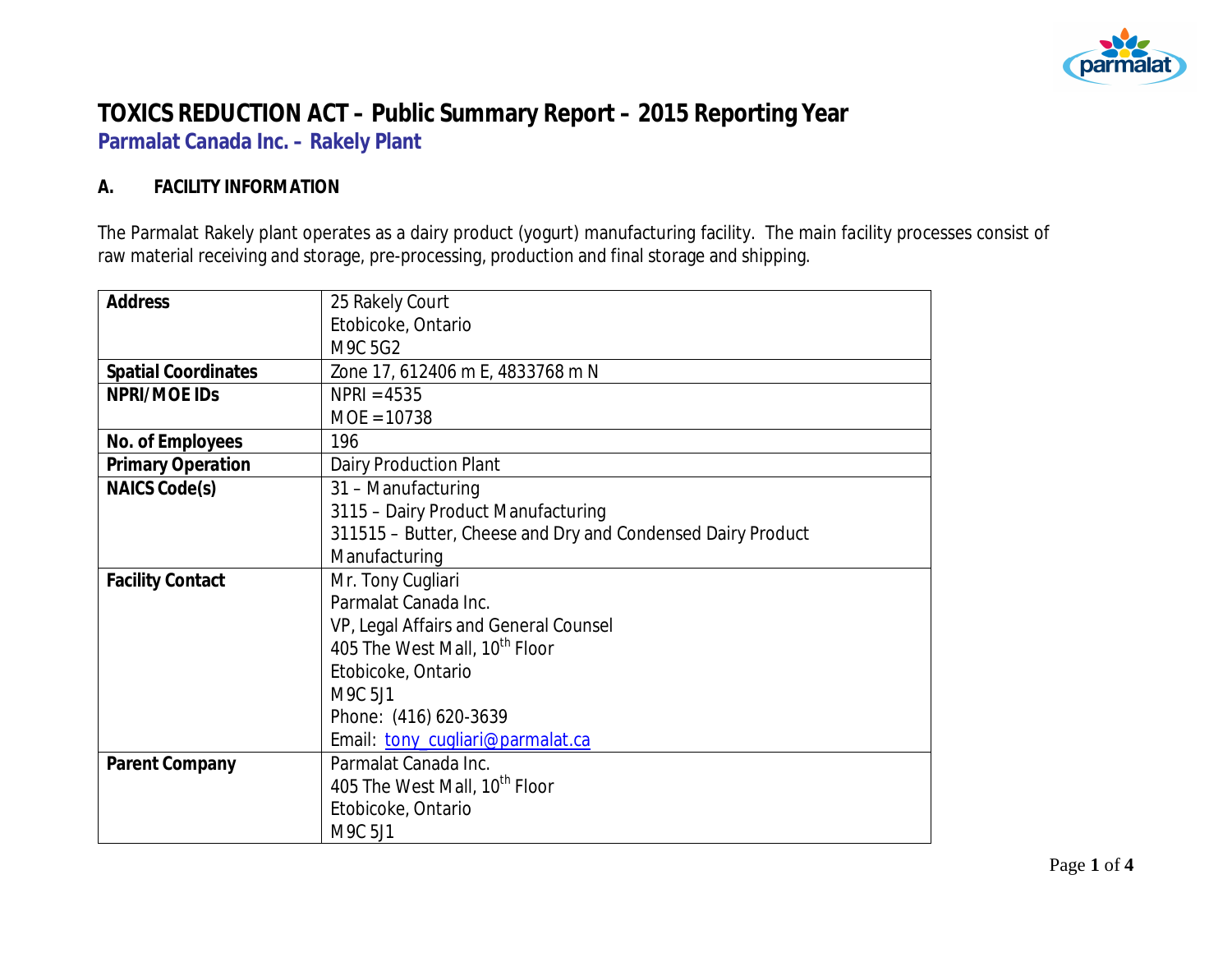# TOXICS REDUCTION ACT – Public Summary Report – 2015 Reporting Year

## Parmalat Canada Inc. – Rakely Plant

### A. FACILITY INFORMATION

The Parmalat Rakely plant operates as a dairy product (yogurt) manufacturing facility. The main facility processes consist of raw material receiving and storage, pre-processing, production and final storage and shipping.

| | |
|---|---|
| **Address** | 25 Rakely Court<br>Etobicoke, Ontario<br>M9C 5G2 |
| **Spatial Coordinates** | Zone 17, 612406 m E, 4833768 m N |
| **NPRI/MOE IDs** | NPRI = 4535<br>MOE = 10738 |
| **No. of Employees** | 196 |
| **Primary Operation** | Dairy Production Plant |
| **NAICS Code(s)** | 31 – Manufacturing<br>3115 – Dairy Product Manufacturing<br>311515 – Butter, Cheese and Dry and Condensed Dairy Product Manufacturing |
| **Facility Contact** | Mr. Tony Cugliari<br>Parmalat Canada Inc.<br>VP, Legal Affairs and General Counsel<br>405 The West Mall, 10th Floor<br>Etobicoke, Ontario<br>M9C 5J1<br>Phone: (416) 620-3639<br>Email: tony_cugliari@parmalat.ca |
| **Parent Company** | Parmalat Canada Inc.<br>405 The West Mall, 10th Floor<br>Etobicoke, Ontario<br>M9C 5J1 |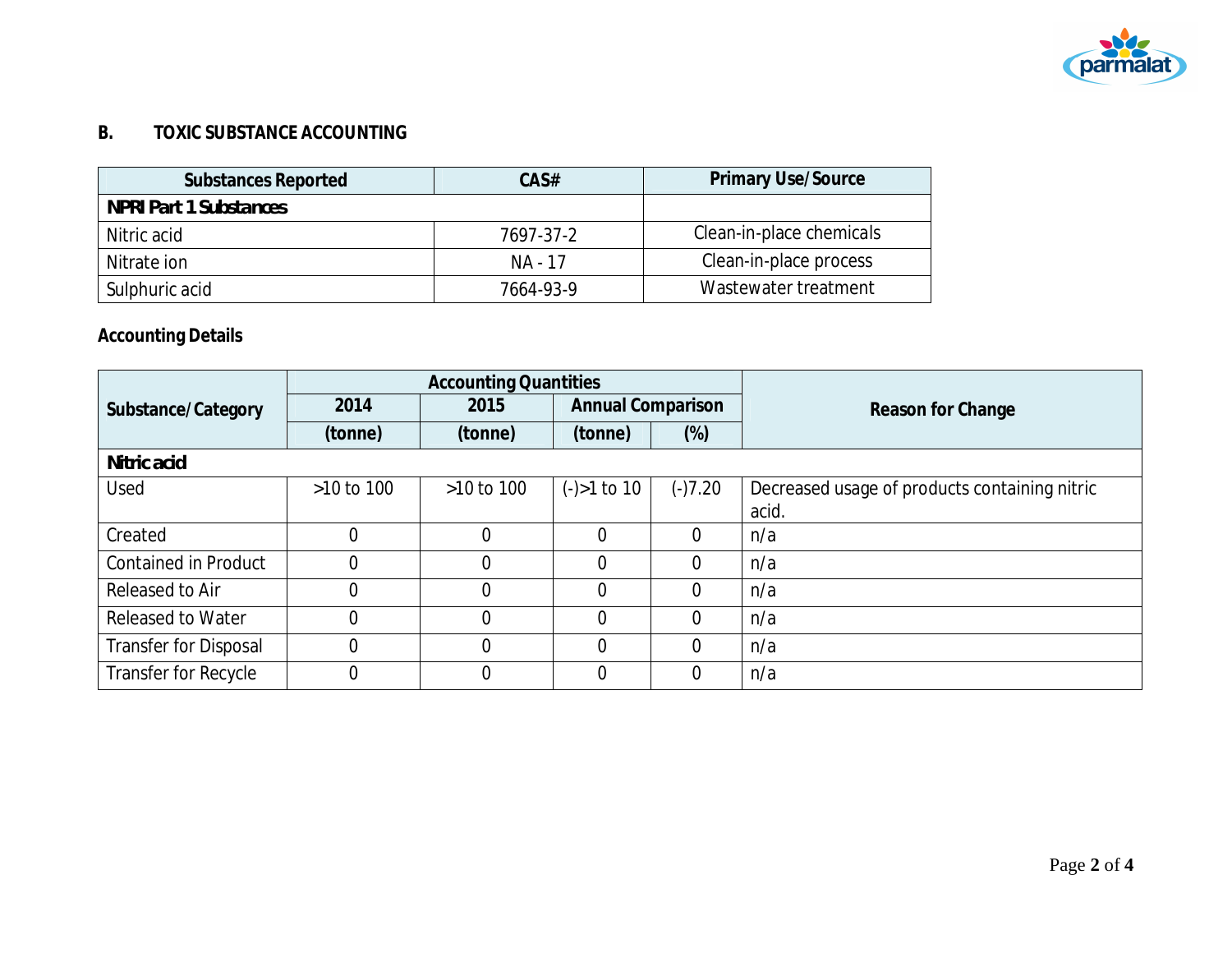## B. TOXIC SUBSTANCE ACCOUNTING

| Substances Reported | CAS# | Primary Use/Source |
|---|---|---|
| **NPRI Part 1 Substances** | | |
| Nitric acid | 7697-37-2 | Clean-in-place chemicals |
| Nitrate ion | NA - 17 | Clean-in-place process |
| Sulphuric acid | 7664-93-9 | Wastewater treatment |

### Accounting Details

| Substance/Category | Accounting Quantities | | | | Reason for Change |
|---|---|---|---|---|---|
| | 2014 | 2015 | Annual Comparison | | |
| | (tonne) | (tonne) | (tonne) | (%) | |
| **Nitric acid** | | | | | |
| Used | >10 to 100 | >10 to 100 | (-)>1 to 10 | (-)7.20 | Decreased usage of products containing nitric acid. |
| Created | 0 | 0 | 0 | 0 | n/a |
| Contained in Product | 0 | 0 | 0 | 0 | n/a |
| Released to Air | 0 | 0 | 0 | 0 | n/a |
| Released to Water | 0 | 0 | 0 | 0 | n/a |
| Transfer for Disposal | 0 | 0 | 0 | 0 | n/a |
| Transfer for Recycle | 0 | 0 | 0 | 0 | n/a |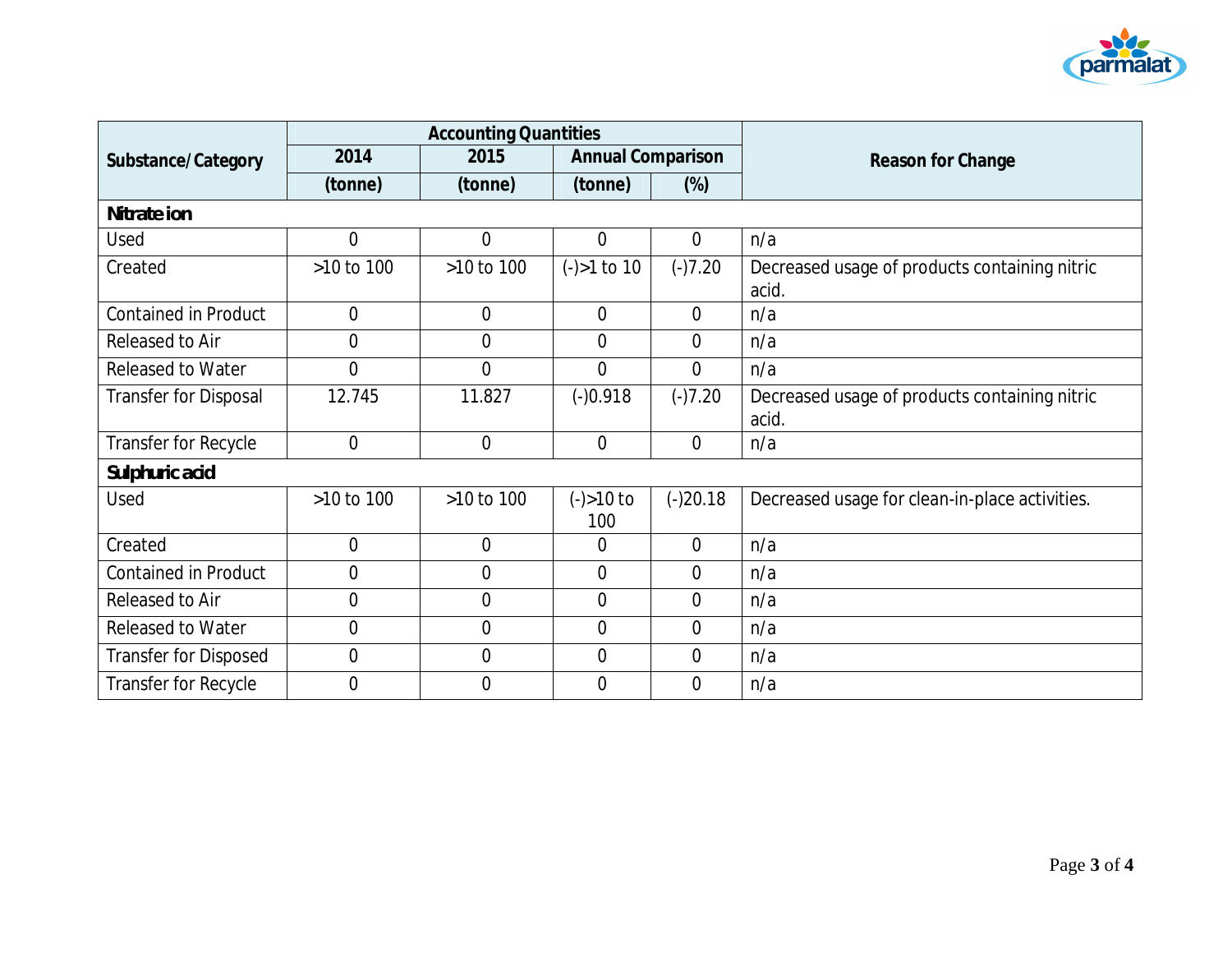| Substance/Category | Accounting Quantities | | | | Reason for Change |
|---|---|---|---|---|---|
| | 2014 | 2015 | Annual Comparison | | |
| | (tonne) | (tonne) | (tonne) | (%) | |
| **Nitrate ion** | | | | | |
| Used | 0 | 0 | 0 | 0 | n/a |
| Created | >10 to 100 | >10 to 100 | (-)>1 to 10 | (-)7.20 | Decreased usage of products containing nitric acid. |
| Contained in Product | 0 | 0 | 0 | 0 | n/a |
| Released to Air | 0 | 0 | 0 | 0 | n/a |
| Released to Water | 0 | 0 | 0 | 0 | n/a |
| Transfer for Disposal | 12.745 | 11.827 | (-)0.918 | (-)7.20 | Decreased usage of products containing nitric acid. |
| Transfer for Recycle | 0 | 0 | 0 | 0 | n/a |
| **Sulphuric acid** | | | | | |
| Used | >10 to 100 | >10 to 100 | (-)>10 to 100 | (-)20.18 | Decreased usage for clean-in-place activities. |
| Created | 0 | 0 | 0 | 0 | n/a |
| Contained in Product | 0 | 0 | 0 | 0 | n/a |
| Released to Air | 0 | 0 | 0 | 0 | n/a |
| Released to Water | 0 | 0 | 0 | 0 | n/a |
| Transfer for Disposed | 0 | 0 | 0 | 0 | n/a |
| Transfer for Recycle | 0 | 0 | 0 | 0 | n/a |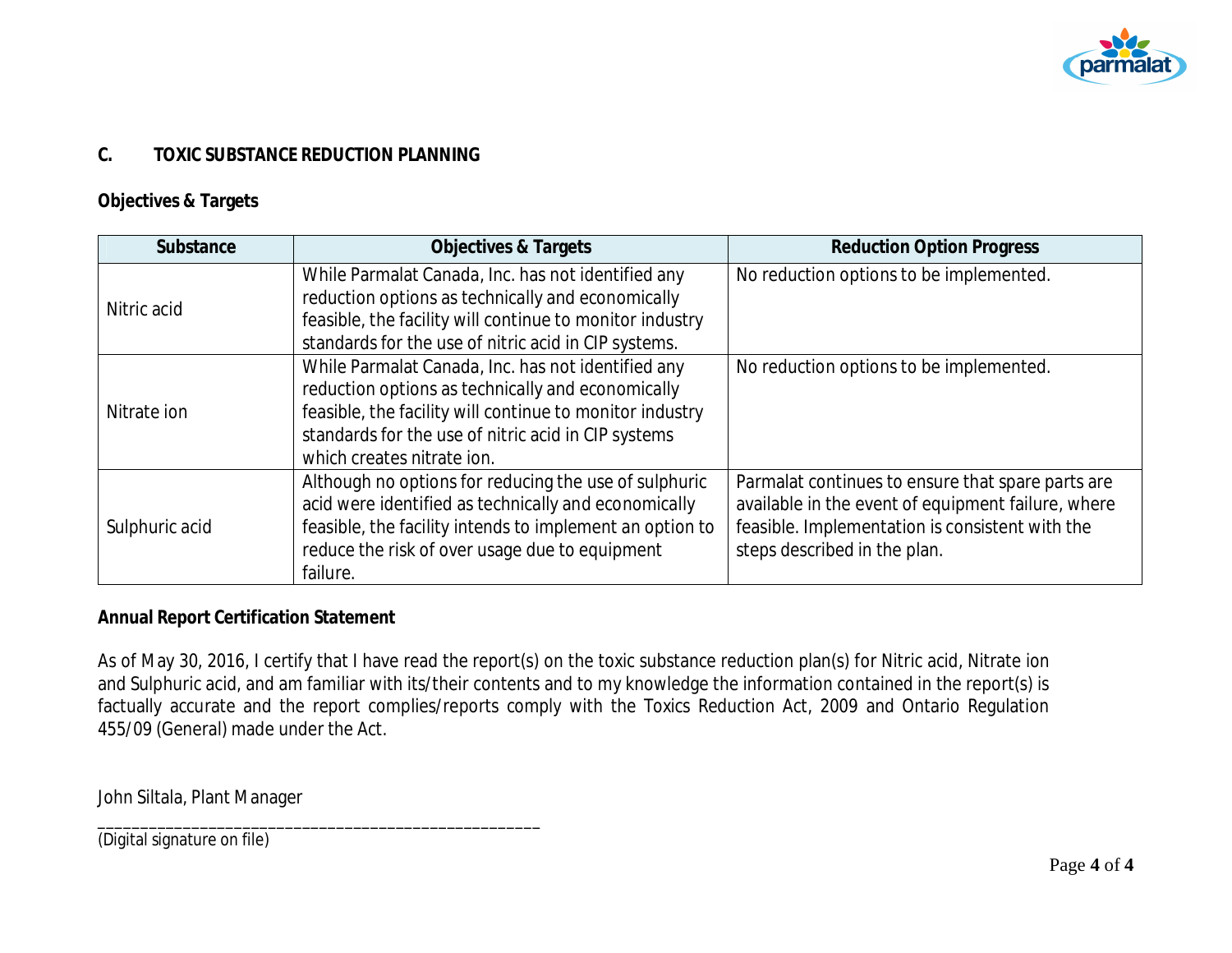## C. TOXIC SUBSTANCE REDUCTION PLANNING

### Objectives & Targets

| Substance | Objectives & Targets | Reduction Option Progress |
|---|---|---|
| Nitric acid | While Parmalat Canada, Inc. has not identified any reduction options as technically and economically feasible, the facility will continue to monitor industry standards for the use of nitric acid in CIP systems. | No reduction options to be implemented. |
| Nitrate ion | While Parmalat Canada, Inc. has not identified any reduction options as technically and economically feasible, the facility will continue to monitor industry standards for the use of nitric acid in CIP systems which creates nitrate ion. | No reduction options to be implemented. |
| Sulphuric acid | Although no options for reducing the use of sulphuric acid were identified as technically and economically feasible, the facility intends to implement an option to reduce the risk of over usage due to equipment failure. | Parmalat continues to ensure that spare parts are available in the event of equipment failure, where feasible. Implementation is consistent with the steps described in the plan. |

### Annual Report Certification Statement

As of May 30, 2016, I certify that I have read the report(s) on the toxic substance reduction plan(s) for Nitric acid, Nitrate ion and Sulphuric acid, and am familiar with its/their contents and to my knowledge the information contained in the report(s) is factually accurate and the report complies/reports comply with the Toxics Reduction Act, 2009 and Ontario Regulation 455/09 (General) made under the Act.

John Siltala, Plant Manager

___________________________________________________
(Digital signature on file)